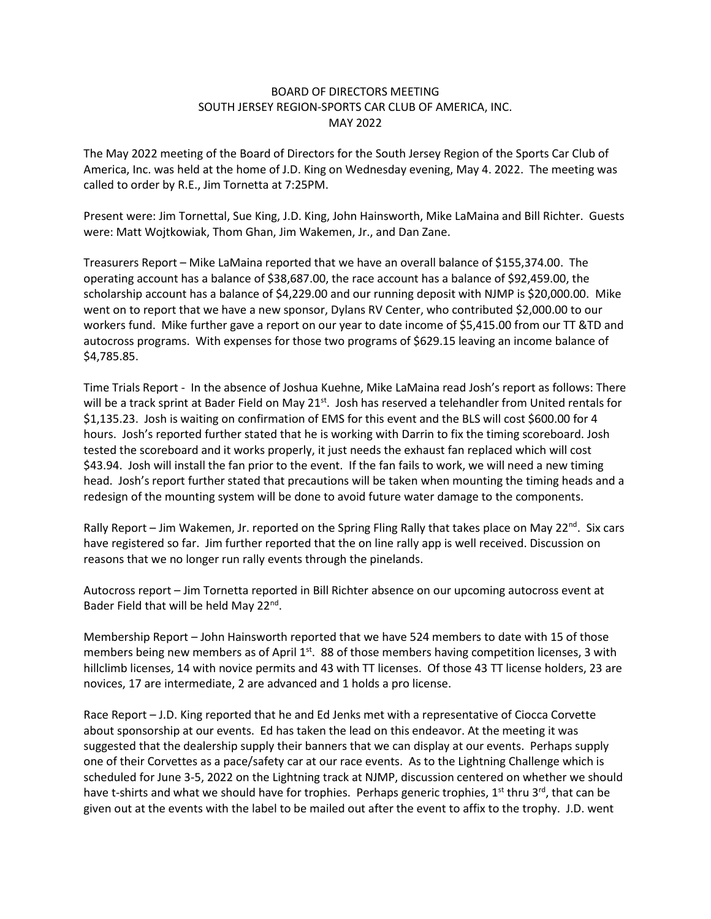BOARD OF DIRECTORS MEETING
SOUTH JERSEY REGION-SPORTS CAR CLUB OF AMERICA, INC.
MAY 2022

The May 2022 meeting of the Board of Directors for the South Jersey Region of the Sports Car Club of America, Inc. was held at the home of J.D. King on Wednesday evening, May 4. 2022. The meeting was called to order by R.E., Jim Tornetta at 7:25PM.

Present were: Jim Tornettal, Sue King, J.D. King, John Hainsworth, Mike LaMaina and Bill Richter. Guests were: Matt Wojtkowiak, Thom Ghan, Jim Wakemen, Jr., and Dan Zane.

Treasurers Report – Mike LaMaina reported that we have an overall balance of $155,374.00. The operating account has a balance of $38,687.00, the race account has a balance of $92,459.00, the scholarship account has a balance of $4,229.00 and our running deposit with NJMP is $20,000.00. Mike went on to report that we have a new sponsor, Dylans RV Center, who contributed $2,000.00 to our workers fund. Mike further gave a report on our year to date income of $5,415.00 from our TT &TD and autocross programs. With expenses for those two programs of $629.15 leaving an income balance of $4,785.85.

Time Trials Report - In the absence of Joshua Kuehne, Mike LaMaina read Josh's report as follows: There will be a track sprint at Bader Field on May 21st. Josh has reserved a telehandler from United rentals for $1,135.23. Josh is waiting on confirmation of EMS for this event and the BLS will cost $600.00 for 4 hours. Josh's reported further stated that he is working with Darrin to fix the timing scoreboard. Josh tested the scoreboard and it works properly, it just needs the exhaust fan replaced which will cost $43.94. Josh will install the fan prior to the event. If the fan fails to work, we will need a new timing head. Josh's report further stated that precautions will be taken when mounting the timing heads and a redesign of the mounting system will be done to avoid future water damage to the components.

Rally Report – Jim Wakemen, Jr. reported on the Spring Fling Rally that takes place on May 22nd. Six cars have registered so far. Jim further reported that the on line rally app is well received. Discussion on reasons that we no longer run rally events through the pinelands.

Autocross report – Jim Tornetta reported in Bill Richter absence on our upcoming autocross event at Bader Field that will be held May 22nd.

Membership Report – John Hainsworth reported that we have 524 members to date with 15 of those members being new members as of April 1st. 88 of those members having competition licenses, 3 with hillclimb licenses, 14 with novice permits and 43 with TT licenses. Of those 43 TT license holders, 23 are novices, 17 are intermediate, 2 are advanced and 1 holds a pro license.

Race Report – J.D. King reported that he and Ed Jenks met with a representative of Ciocca Corvette about sponsorship at our events. Ed has taken the lead on this endeavor. At the meeting it was suggested that the dealership supply their banners that we can display at our events. Perhaps supply one of their Corvettes as a pace/safety car at our race events. As to the Lightning Challenge which is scheduled for June 3-5, 2022 on the Lightning track at NJMP, discussion centered on whether we should have t-shirts and what we should have for trophies. Perhaps generic trophies, 1st thru 3rd, that can be given out at the events with the label to be mailed out after the event to affix to the trophy. J.D. went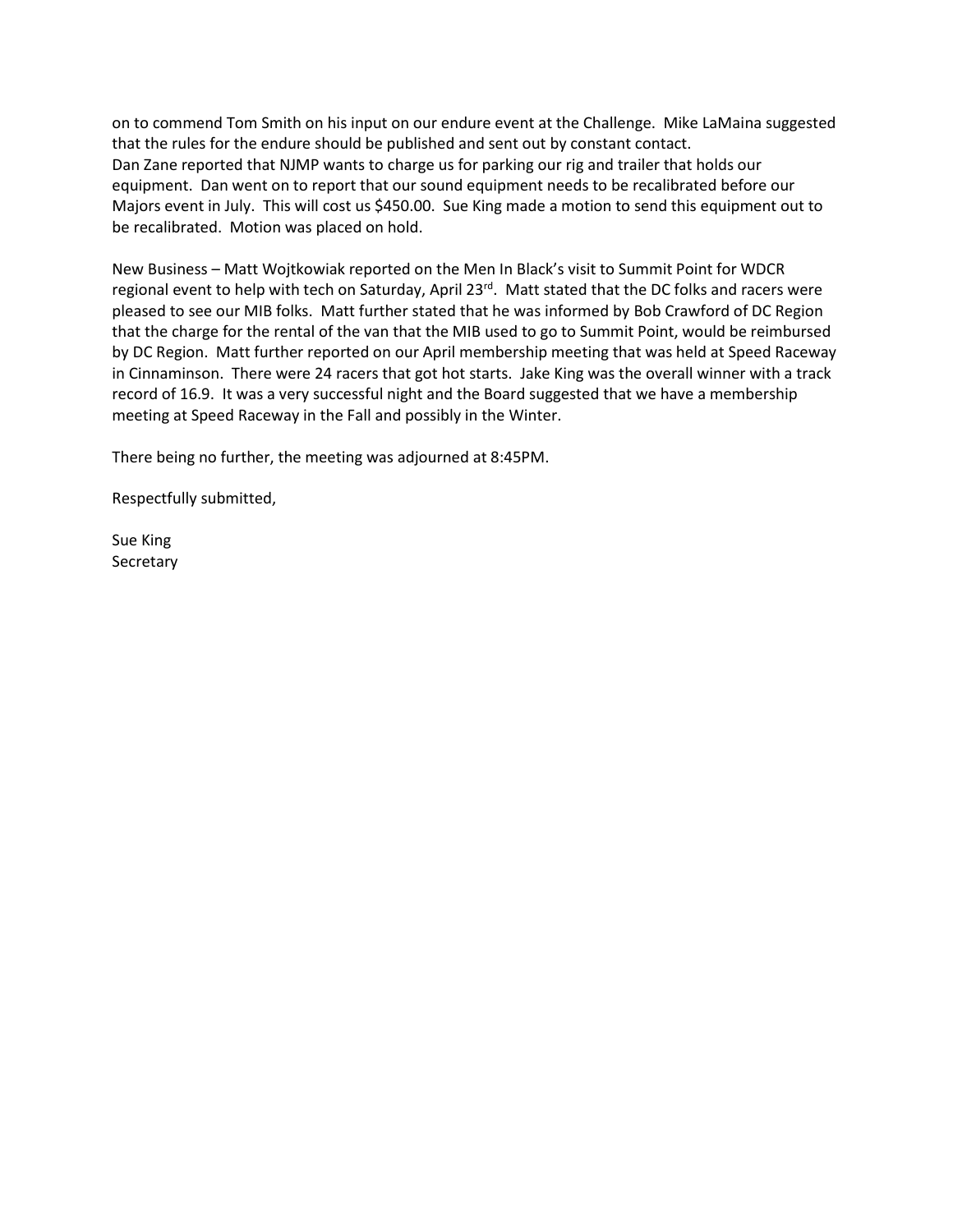on to commend Tom Smith on his input on our endure event at the Challenge. Mike LaMaina suggested that the rules for the endure should be published and sent out by constant contact.
Dan Zane reported that NJMP wants to charge us for parking our rig and trailer that holds our equipment. Dan went on to report that our sound equipment needs to be recalibrated before our Majors event in July. This will cost us $450.00. Sue King made a motion to send this equipment out to be recalibrated. Motion was placed on hold.

New Business – Matt Wojtkowiak reported on the Men In Black's visit to Summit Point for WDCR regional event to help with tech on Saturday, April 23rd. Matt stated that the DC folks and racers were pleased to see our MIB folks. Matt further stated that he was informed by Bob Crawford of DC Region that the charge for the rental of the van that the MIB used to go to Summit Point, would be reimbursed by DC Region. Matt further reported on our April membership meeting that was held at Speed Raceway in Cinnaminson. There were 24 racers that got hot starts. Jake King was the overall winner with a track record of 16.9. It was a very successful night and the Board suggested that we have a membership meeting at Speed Raceway in the Fall and possibly in the Winter.

There being no further, the meeting was adjourned at 8:45PM.

Respectfully submitted,

Sue King
Secretary